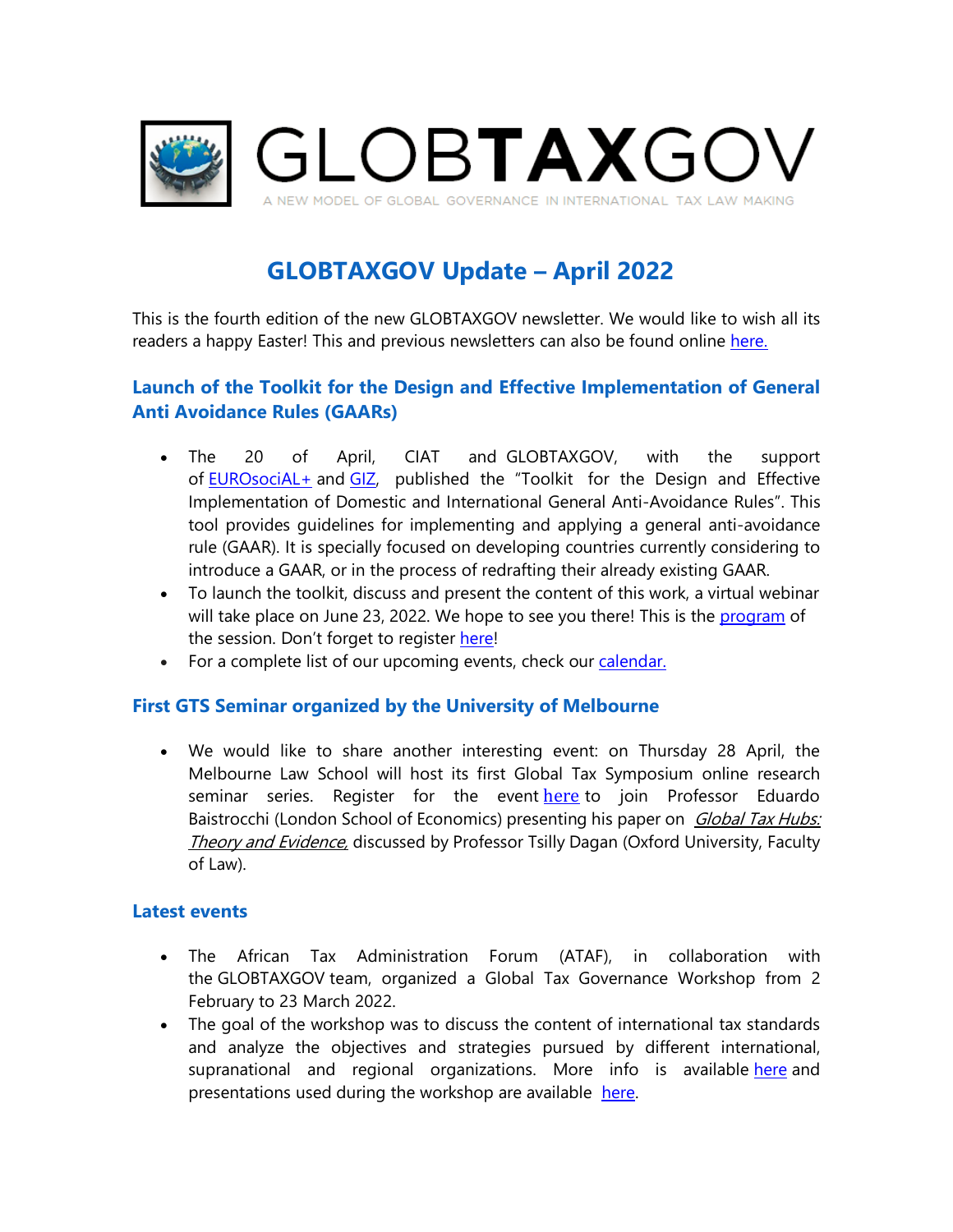GLOBTAXGOV

A NEW MODEL OF GLOBAL GOVERNANCE IN INTERNATIONAL TAX LAW MAKING

# GLOBTAXGOV Update – April 2022

This is the fourth edition of the new GLOBTAXGOV newsletter. We would like to wish all its readers a happy Easter! This and previous newsletters can also be found online here.

## Launch of the Toolkit for the Design and Effective Implementation of General Anti Avoidance Rules (GAARs)

- The 20 of April, CIAT and GLOBTAXGOV, with the support of EUROsociAL+ and GIZ, published the "Toolkit for the Design and Effective Implementation of Domestic and International General Anti-Avoidance Rules". This tool provides guidelines for implementing and applying a general anti-avoidance rule (GAAR). It is specially focused on developing countries currently considering to introduce a GAAR, or in the process of redrafting their already existing GAAR.
- To launch the toolkit, discuss and present the content of this work, a virtual webinar will take place on June 23, 2022. We hope to see you there! This is the program of the session. Don't forget to register here!
- For a complete list of our upcoming events, check our calendar.

## First GTS Seminar organized by the University of Melbourne

- We would like to share another interesting event: on Thursday 28 April, the Melbourne Law School will host its first Global Tax Symposium online research seminar series. Register for the event here to join Professor Eduardo Baistrocchi (London School of Economics) presenting his paper on *Global Tax Hubs: Theory and Evidence*, discussed by Professor Tsilly Dagan (Oxford University, Faculty of Law).

## Latest events

- The African Tax Administration Forum (ATAF), in collaboration with the GLOBTAXGOV team, organized a Global Tax Governance Workshop from 2 February to 23 March 2022.
- The goal of the workshop was to discuss the content of international tax standards and analyze the objectives and strategies pursued by different international, supranational and regional organizations. More info is available here and presentations used during the workshop are available here.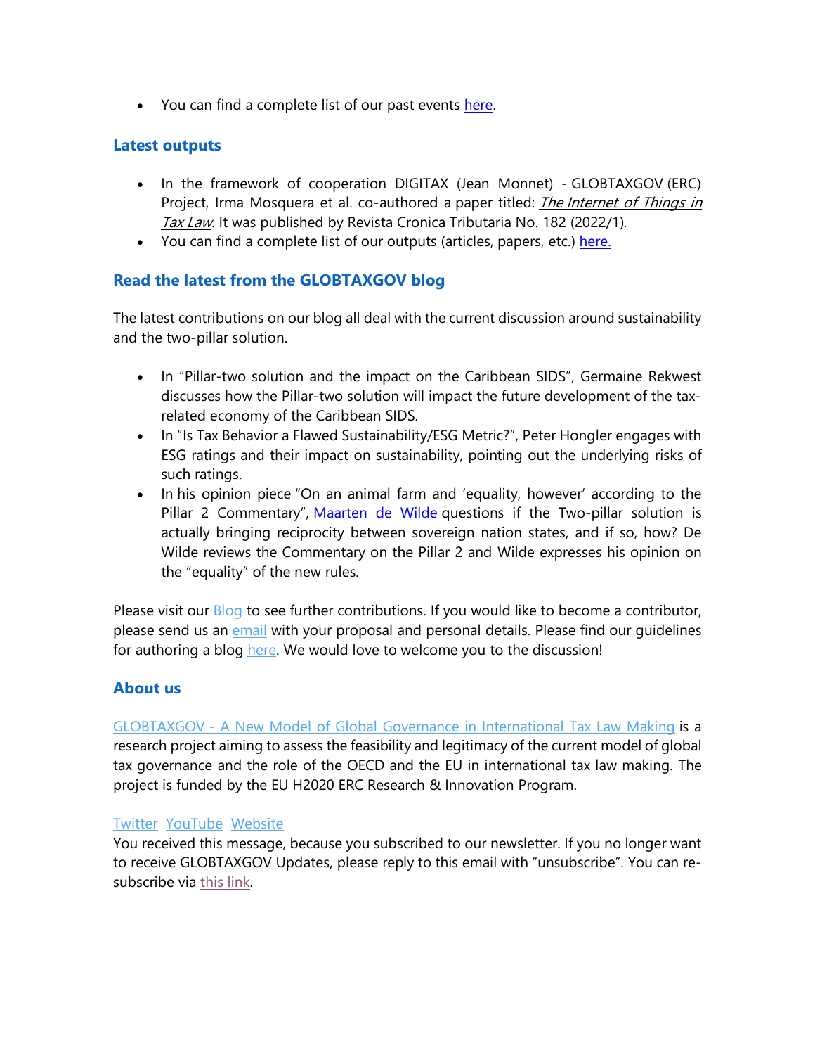- You can find a complete list of our past events here.

## Latest outputs

- In the framework of cooperation DIGITAX (Jean Monnet) - GLOBTAXGOV (ERC) Project, Irma Mosquera et al. co-authored a paper titled: *The Internet of Things in Tax Law*. It was published by Revista Cronica Tributaria No. 182 (2022/1).
- You can find a complete list of our outputs (articles, papers, etc.) here.

## Read the latest from the GLOBTAXGOV blog

The latest contributions on our blog all deal with the current discussion around sustainability and the two-pillar solution.

- In "Pillar-two solution and the impact on the Caribbean SIDS", Germaine Rekwest discusses how the Pillar-two solution will impact the future development of the tax-related economy of the Caribbean SIDS.
- In "Is Tax Behavior a Flawed Sustainability/ESG Metric?", Peter Hongler engages with ESG ratings and their impact on sustainability, pointing out the underlying risks of such ratings.
- In his opinion piece "On an animal farm and 'equality, however' according to the Pillar 2 Commentary", Maarten de Wilde questions if the Two-pillar solution is actually bringing reciprocity between sovereign nation states, and if so, how? De Wilde reviews the Commentary on the Pillar 2 and Wilde expresses his opinion on the "equality" of the new rules.

Please visit our Blog to see further contributions. If you would like to become a contributor, please send us an email with your proposal and personal details. Please find our guidelines for authoring a blog here. We would love to welcome you to the discussion!

## About us

GLOBTAXGOV - A New Model of Global Governance in International Tax Law Making is a research project aiming to assess the feasibility and legitimacy of the current model of global tax governance and the role of the OECD and the EU in international tax law making. The project is funded by the EU H2020 ERC Research & Innovation Program.

Twitter YouTube Website

You received this message, because you subscribed to our newsletter. If you no longer want to receive GLOBTAXGOV Updates, please reply to this email with "unsubscribe". You can re-subscribe via this link.